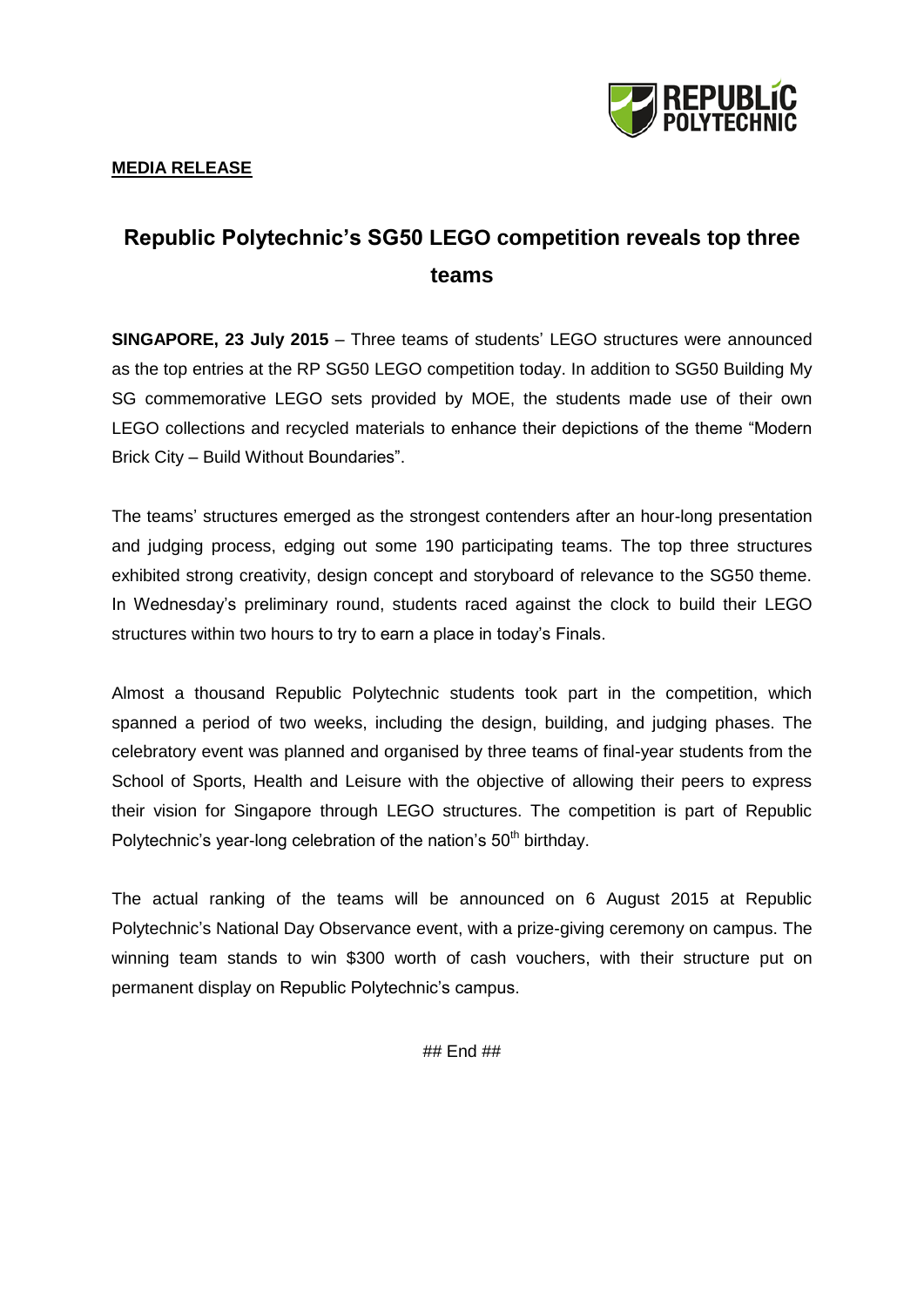**MEDIA RELEASE**

# Republic Polytechnic's SG50 LEGO competition reveals top three teams

**SINGAPORE, 23 July 2015** – Three teams of students' LEGO structures were announced as the top entries at the RP SG50 LEGO competition today. In addition to SG50 Building My SG commemorative LEGO sets provided by MOE, the students made use of their own LEGO collections and recycled materials to enhance their depictions of the theme "Modern Brick City – Build Without Boundaries".

The teams' structures emerged as the strongest contenders after an hour-long presentation and judging process, edging out some 190 participating teams. The top three structures exhibited strong creativity, design concept and storyboard of relevance to the SG50 theme. In Wednesday's preliminary round, students raced against the clock to build their LEGO structures within two hours to try to earn a place in today's Finals.

Almost a thousand Republic Polytechnic students took part in the competition, which spanned a period of two weeks, including the design, building, and judging phases. The celebratory event was planned and organised by three teams of final-year students from the School of Sports, Health and Leisure with the objective of allowing their peers to express their vision for Singapore through LEGO structures. The competition is part of Republic Polytechnic's year-long celebration of the nation's 50th birthday.

The actual ranking of the teams will be announced on 6 August 2015 at Republic Polytechnic's National Day Observance event, with a prize-giving ceremony on campus. The winning team stands to win $300 worth of cash vouchers, with their structure put on permanent display on Republic Polytechnic's campus.

## End ##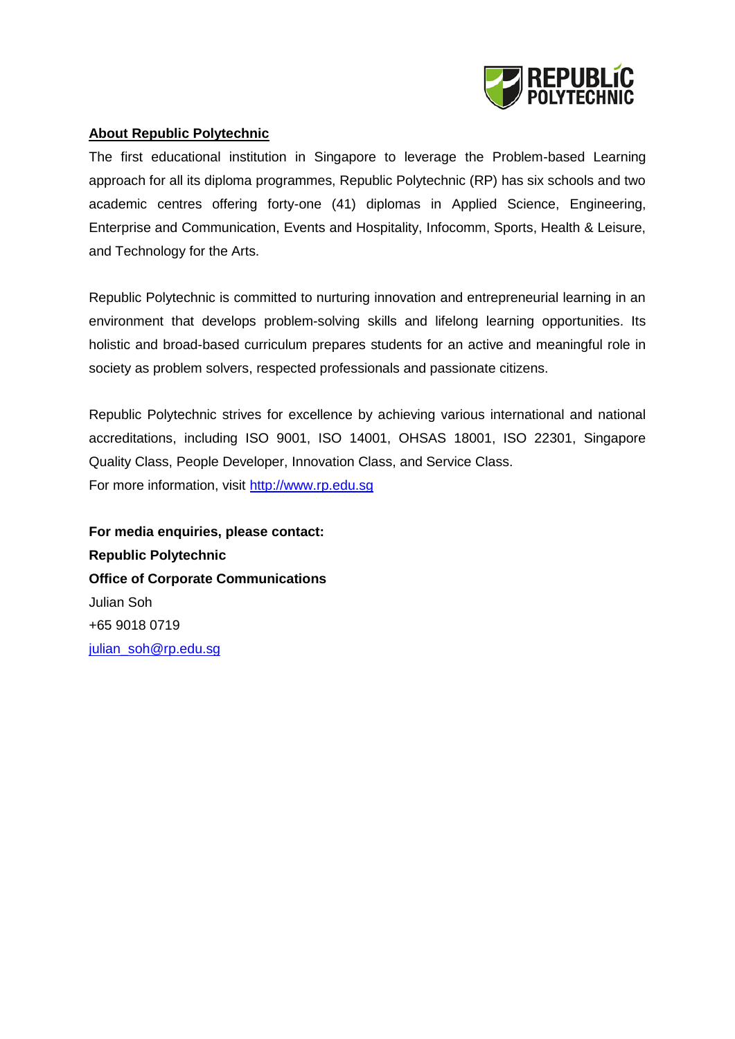## About Republic Polytechnic

The first educational institution in Singapore to leverage the Problem-based Learning approach for all its diploma programmes, Republic Polytechnic (RP) has six schools and two academic centres offering forty-one (41) diplomas in Applied Science, Engineering, Enterprise and Communication, Events and Hospitality, Infocomm, Sports, Health & Leisure, and Technology for the Arts.

Republic Polytechnic is committed to nurturing innovation and entrepreneurial learning in an environment that develops problem-solving skills and lifelong learning opportunities. Its holistic and broad-based curriculum prepares students for an active and meaningful role in society as problem solvers, respected professionals and passionate citizens.

Republic Polytechnic strives for excellence by achieving various international and national accreditations, including ISO 9001, ISO 14001, OHSAS 18001, ISO 22301, Singapore Quality Class, People Developer, Innovation Class, and Service Class.
For more information, visit http://www.rp.edu.sg

**For media enquiries, please contact:**
**Republic Polytechnic**
**Office of Corporate Communications**
Julian Soh
+65 9018 0719
julian_soh@rp.edu.sg